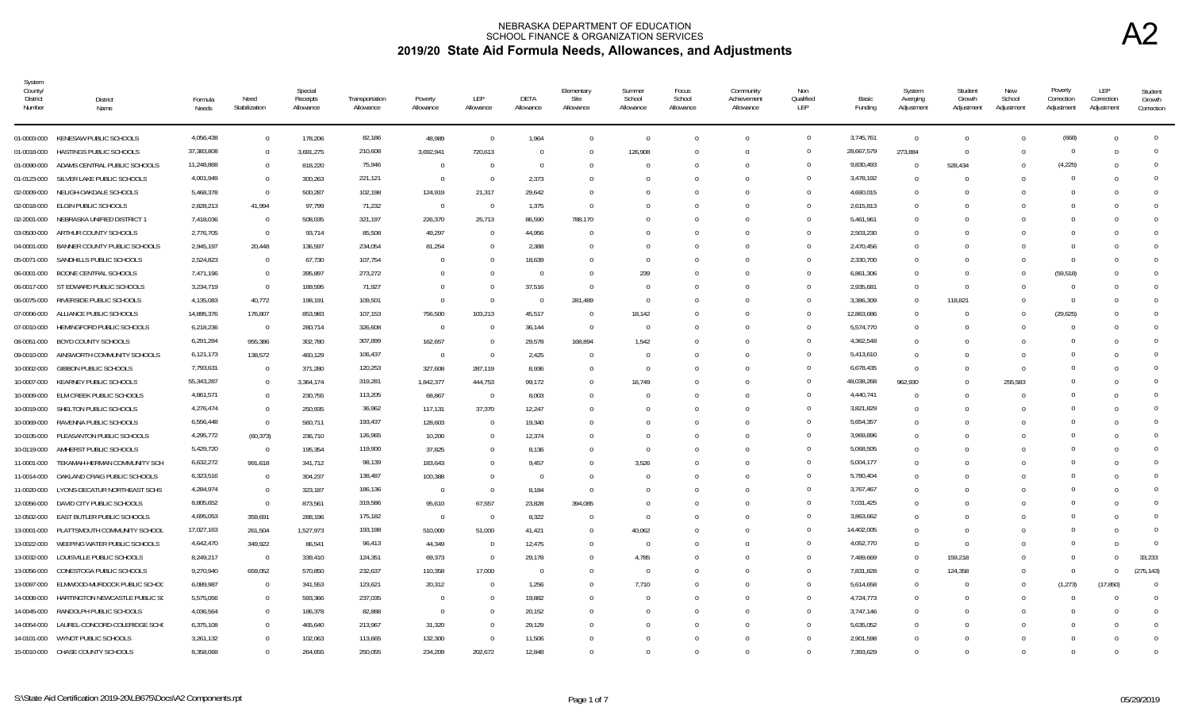# NEBRASKA DEPARTMENT OF EDUCATION
## SCHOOL FINANCE & ORGANIZATION SERVICES
## 2019/20 State Aid Formula Needs, Allowances, and Adjustments

A2

| System County/ District Number | District Name | Formula Needs | Need Stabilization | Special Receipts Allowance | Transportation Allowance | Poverty Allowance | LEP Allowance | DETA Allowance | Elementary Site Allowance | Summer School Allowance | Focus School Allowance | Community Achievement Allowance | Non Qualified LEP | Basic Funding | System Averging Adjustment | Student Growth Adjustment | New School Adjustment | Poverty Correction Adjustment | LEP Correction Adjustment | Student Growth Correction |
|---|---|---|---|---|---|---|---|---|---|---|---|---|---|---|---|---|---|---|---|---|
| 01-0003-000 | KENESAW PUBLIC SCHOOLS | 4,056,438 | 0 | 178,206 | 82,186 | 48,989 | 0 | 1,964 | 0 | 0 | 0 | 0 | 0 | 3,745,761 | 0 | 0 | 0 | (668) | 0 | 0 |
| 01-0018-000 | HASTINGS PUBLIC SCHOOLS | 37,383,808 | 0 | 3,691,275 | 210,608 | 3,692,941 | 720,613 | 0 | 0 | 126,908 | 0 | 0 | 0 | 28,667,579 | 273,884 | 0 | 0 | 0 | 0 | 0 |
| 01-0090-000 | ADAMS CENTRAL PUBLIC SCHOOLS | 11,248,868 | 0 | 818,220 | 75,946 | 0 | 0 | 0 | 0 | 0 | 0 | 0 | 0 | 9,830,493 | 0 | 528,434 | 0 | (4,225) | 0 | 0 |
| 01-0123-000 | SILVER LAKE PUBLIC SCHOOLS | 4,001,949 | 0 | 300,263 | 221,121 | 0 | 0 | 2,373 | 0 | 0 | 0 | 0 | 0 | 3,478,192 | 0 | 0 | 0 | 0 | 0 | 0 |
| 02-0009-000 | NELIGH-OAKDALE SCHOOLS | 5,468,378 | 0 | 500,287 | 102,198 | 124,919 | 21,317 | 29,642 | 0 | 0 | 0 | 0 | 0 | 4,690,015 | 0 | 0 | 0 | 0 | 0 | 0 |
| 02-0018-000 | ELGIN PUBLIC SCHOOLS | 2,828,213 | 41,994 | 97,799 | 71,232 | 0 | 0 | 1,375 | 0 | 0 | 0 | 0 | 0 | 2,615,813 | 0 | 0 | 0 | 0 | 0 | 0 |
| 02-2001-000 | NEBRASKA UNIFIED DISTRICT 1 | 7,418,036 | 0 | 508,035 | 321,197 | 226,370 | 25,713 | 86,590 | 788,170 | 0 | 0 | 0 | 0 | 5,461,961 | 0 | 0 | 0 | 0 | 0 | 0 |
| 03-0500-000 | ARTHUR COUNTY SCHOOLS | 2,776,705 | 0 | 93,714 | 85,508 | 49,297 | 0 | 44,956 | 0 | 0 | 0 | 0 | 0 | 2,503,230 | 0 | 0 | 0 | 0 | 0 | 0 |
| 04-0001-000 | BANNER COUNTY PUBLIC SCHOOLS | 2,945,197 | 20,448 | 136,597 | 234,054 | 81,254 | 0 | 2,388 | 0 | 0 | 0 | 0 | 0 | 2,470,456 | 0 | 0 | 0 | 0 | 0 | 0 |
| 05-0071-000 | SANDHILLS PUBLIC SCHOOLS | 2,524,823 | 0 | 67,730 | 107,754 | 0 | 0 | 18,639 | 0 | 0 | 0 | 0 | 0 | 2,330,700 | 0 | 0 | 0 | 0 | 0 | 0 |
| 06-0001-000 | BOONE CENTRAL SCHOOLS | 7,471,196 | 0 | 395,897 | 273,272 | 0 | 0 | 0 | 0 | 239 | 0 | 0 | 0 | 6,861,306 | 0 | 0 | 0 | (59,518) | 0 | 0 |
| 06-0017-000 | ST EDWARD PUBLIC SCHOOLS | 3,234,719 | 0 | 189,595 | 71,927 | 0 | 0 | 37,516 | 0 | 0 | 0 | 0 | 0 | 2,935,681 | 0 | 0 | 0 | 0 | 0 | 0 |
| 06-0075-000 | RIVERSIDE PUBLIC SCHOOLS | 4,135,083 | 40,772 | 198,191 | 109,501 | 0 | 0 | 0 | 281,489 | 0 | 0 | 0 | 0 | 3,386,309 | 0 | 118,821 | 0 | 0 | 0 | 0 |
| 07-0006-000 | ALLIANCE PUBLIC SCHOOLS | 14,895,376 | 176,807 | 853,983 | 107,153 | 756,500 | 103,213 | 45,517 | 0 | 18,142 | 0 | 0 | 0 | 12,863,686 | 0 | 0 | 0 | (29,625) | 0 | 0 |
| 07-0010-000 | HEMINGFORD PUBLIC SCHOOLS | 6,218,236 | 0 | 280,714 | 326,608 | 0 | 0 | 36,144 | 0 | 0 | 0 | 0 | 0 | 5,574,770 | 0 | 0 | 0 | 0 | 0 | 0 |
| 08-0051-000 | BOYD COUNTY SCHOOLS | 6,291,284 | 955,386 | 302,780 | 307,899 | 162,657 | 0 | 29,578 | 168,894 | 1,542 | 0 | 0 | 0 | 4,362,548 | 0 | 0 | 0 | 0 | 0 | 0 |
| 09-0010-000 | AINSWORTH COMMUNITY SCHOOLS | 6,121,173 | 138,572 | 460,129 | 106,437 | 0 | 0 | 2,425 | 0 | 0 | 0 | 0 | 0 | 5,413,610 | 0 | 0 | 0 | 0 | 0 | 0 |
| 10-0002-000 | GIBBON PUBLIC SCHOOLS | 7,793,631 | 0 | 371,280 | 120,253 | 327,608 | 287,119 | 8,936 | 0 | 0 | 0 | 0 | 0 | 6,678,435 | 0 | 0 | 0 | 0 | 0 | 0 |
| 10-0007-000 | KEARNEY PUBLIC SCHOOLS | 55,343,287 | 0 | 3,364,174 | 319,281 | 1,842,377 | 444,753 | 99,172 | 0 | 16,749 | 0 | 0 | 0 | 48,038,268 | 962,930 | 0 | 255,583 | 0 | 0 | 0 |
| 10-0009-000 | ELM CREEK PUBLIC SCHOOLS | 4,861,571 | 0 | 230,755 | 113,205 | 68,867 | 0 | 8,003 | 0 | 0 | 0 | 0 | 0 | 4,440,741 | 0 | 0 | 0 | 0 | 0 | 0 |
| 10-0019-000 | SHELTON PUBLIC SCHOOLS | 4,276,474 | 0 | 250,935 | 36,962 | 117,131 | 37,370 | 12,247 | 0 | 0 | 0 | 0 | 0 | 3,821,829 | 0 | 0 | 0 | 0 | 0 | 0 |
| 10-0069-000 | RAVENNA PUBLIC SCHOOLS | 6,556,448 | 0 | 560,711 | 193,437 | 128,603 | 0 | 19,340 | 0 | 0 | 0 | 0 | 0 | 5,654,357 | 0 | 0 | 0 | 0 | 0 | 0 |
| 10-0105-000 | PLEASANTON PUBLIC SCHOOLS | 4,295,772 | (60,373) | 236,710 | 126,965 | 10,200 | 0 | 12,374 | 0 | 0 | 0 | 0 | 0 | 3,969,896 | 0 | 0 | 0 | 0 | 0 | 0 |
| 10-0119-000 | AMHERST PUBLIC SCHOOLS | 5,429,720 | 0 | 195,354 | 119,900 | 37,825 | 0 | 8,136 | 0 | 0 | 0 | 0 | 0 | 5,068,505 | 0 | 0 | 0 | 0 | 0 | 0 |
| 11-0001-000 | TEKAMAH-HERMAN COMMUNITY SCH | 6,632,272 | 991,618 | 341,712 | 98,139 | 183,643 | 0 | 9,457 | 0 | 3,526 | 0 | 0 | 0 | 5,004,177 | 0 | 0 | 0 | 0 | 0 | 0 |
| 11-0014-000 | OAKLAND CRAIG PUBLIC SCHOOLS | 6,323,516 | 0 | 304,237 | 138,487 | 100,388 | 0 | 0 | 0 | 0 | 0 | 0 | 0 | 5,780,404 | 0 | 0 | 0 | 0 | 0 | 0 |
| 11-0020-000 | LYONS-DECATUR NORTHEAST SCHS | 4,284,974 | 0 | 323,187 | 186,136 | 0 | 0 | 8,184 | 0 | 0 | 0 | 0 | 0 | 3,767,467 | 0 | 0 | 0 | 0 | 0 | 0 |
| 12-0056-000 | DAVID CITY PUBLIC SCHOOLS | 8,805,652 | 0 | 873,561 | 319,586 | 95,610 | 67,557 | 23,828 | 394,085 | 0 | 0 | 0 | 0 | 7,031,425 | 0 | 0 | 0 | 0 | 0 | 0 |
| 12-0502-000 | EAST BUTLER PUBLIC SCHOOLS | 4,695,053 | 359,691 | 288,196 | 175,182 | 0 | 0 | 8,322 | 0 | 0 | 0 | 0 | 0 | 3,863,662 | 0 | 0 | 0 | 0 | 0 | 0 |
| 13-0001-000 | PLATTSMOUTH COMMUNITY SCHOOL | 17,027,163 | 261,504 | 1,527,973 | 193,198 | 510,000 | 51,000 | 41,421 | 0 | 40,062 | 0 | 0 | 0 | 14,402,005 | 0 | 0 | 0 | 0 | 0 | 0 |
| 13-0022-000 | WEEPING WATER PUBLIC SCHOOLS | 4,642,470 | 349,922 | 86,541 | 96,413 | 44,349 | 0 | 12,475 | 0 | 0 | 0 | 0 | 0 | 4,052,770 | 0 | 0 | 0 | 0 | 0 | 0 |
| 13-0032-000 | LOUISVILLE PUBLIC SCHOOLS | 8,249,217 | 0 | 339,410 | 124,351 | 69,373 | 0 | 29,178 | 0 | 4,785 | 0 | 0 | 0 | 7,489,669 | 0 | 159,218 | 0 | 0 | 0 | 33,233 |
| 13-0056-000 | CONESTOGA PUBLIC SCHOOLS | 9,270,940 | 659,052 | 570,850 | 232,637 | 110,358 | 17,000 | 0 | 0 | 0 | 0 | 0 | 0 | 7,831,828 | 0 | 124,358 | 0 | 0 | 0 | (275,143) |
| 13-0097-000 | ELMWOOD-MURDOCK PUBLIC SCHOO | 6,089,987 | 0 | 341,553 | 123,621 | 20,312 | 0 | 1,256 | 0 | 7,710 | 0 | 0 | 0 | 5,614,658 | 0 | 0 | 0 | (1,273) | (17,850) | 0 |
| 14-0008-000 | HARTINGTON NEWCASTLE PUBLIC SC | 5,575,056 | 0 | 593,366 | 237,035 | 0 | 0 | 19,882 | 0 | 0 | 0 | 0 | 0 | 4,724,773 | 0 | 0 | 0 | 0 | 0 | 0 |
| 14-0045-000 | RANDOLPH PUBLIC SCHOOLS | 4,036,564 | 0 | 186,378 | 82,888 | 0 | 0 | 20,152 | 0 | 0 | 0 | 0 | 0 | 3,747,146 | 0 | 0 | 0 | 0 | 0 | 0 |
| 14-0054-000 | LAUREL-CONCORD-COLERIDGE SCHO | 6,375,108 | 0 | 465,640 | 213,967 | 31,320 | 0 | 29,129 | 0 | 0 | 0 | 0 | 0 | 5,635,052 | 0 | 0 | 0 | 0 | 0 | 0 |
| 14-0101-000 | WYNOT PUBLIC SCHOOLS | 3,261,132 | 0 | 102,063 | 113,665 | 132,300 | 0 | 11,506 | 0 | 0 | 0 | 0 | 0 | 2,901,598 | 0 | 0 | 0 | 0 | 0 | 0 |
| 15-0010-000 | CHASE COUNTY SCHOOLS | 8,358,068 | 0 | 264,655 | 250,055 | 234,209 | 202,672 | 12,848 | 0 | 0 | 0 | 0 | 0 | 7,393,629 | 0 | 0 | 0 | 0 | 0 | 0 |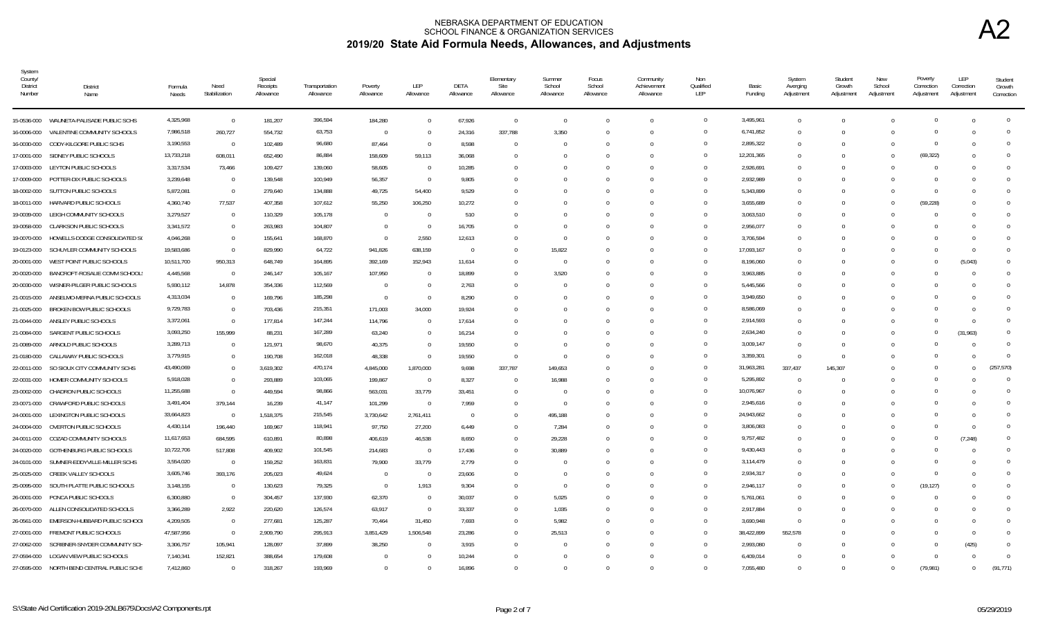# NEBRASKA DEPARTMENT OF EDUCATION
## SCHOOL FINANCE & ORGANIZATION SERVICES
## 2019/20 State Aid Formula Needs, Allowances, and Adjustments

**A2**

| System County/ District Number | District Name | Formula Needs | Need Stabilization | Special Receipts Allowance | Transportation Allowance | Poverty Allowance | LEP Allowance | DETA Allowance | Elementary Site Allowance | Summer School Allowance | Focus School Allowance | Community Achievement Allowance | Non Qualified LEP | Basic Funding | System Averging Adjustment | Student Growth Adjustment | New School Adjustment | Poverty Correction Adjustment | LEP Correction Adjustment | Student Growth Correction |
|---|---|---|---|---|---|---|---|---|---|---|---|---|---|---|---|---|---|---|---|---|
| 15-0536-000 | WAUNETA-PALISADE PUBLIC SCHS | 4,325,968 | 0 | 181,207 | 396,594 | 184,280 | 0 | 67,926 | 0 | 0 | 0 | 0 | 0 | 3,495,961 | 0 | 0 | 0 | 0 | 0 | 0 |
| 16-0006-000 | VALENTINE COMMUNITY SCHOOLS | 7,986,518 | 260,727 | 554,732 | 63,753 | 0 | 0 | 24,316 | 337,788 | 3,350 | 0 | 0 | 0 | 6,741,852 | 0 | 0 | 0 | 0 | 0 | 0 |
| 16-0030-000 | CODY-KILGORE PUBLIC SCHS | 3,190,553 | 0 | 102,489 | 96,680 | 87,464 | 0 | 8,598 | 0 | 0 | 0 | 0 | 0 | 2,895,322 | 0 | 0 | 0 | 0 | 0 | 0 |
| 17-0001-000 | SIDNEY PUBLIC SCHOOLS | 13,733,218 | 608,011 | 652,490 | 86,884 | 158,609 | 59,113 | 36,068 | 0 | 0 | 0 | 0 | 0 | 12,201,365 | 0 | 0 | 0 | (69,322) | 0 | 0 |
| 17-0003-000 | LEYTON PUBLIC SCHOOLS | 3,317,534 | 73,466 | 109,427 | 139,060 | 58,605 | 0 | 10,285 | 0 | 0 | 0 | 0 | 0 | 2,926,691 | 0 | 0 | 0 | 0 | 0 | 0 |
| 17-0009-000 | POTTER-DIX PUBLIC SCHOOLS | 3,239,648 | 0 | 139,548 | 100,949 | 56,357 | 0 | 9,805 | 0 | 0 | 0 | 0 | 0 | 2,932,989 | 0 | 0 | 0 | 0 | 0 | 0 |
| 18-0002-000 | SUTTON PUBLIC SCHOOLS | 5,872,081 | 0 | 279,640 | 134,888 | 49,725 | 54,400 | 9,529 | 0 | 0 | 0 | 0 | 0 | 5,343,899 | 0 | 0 | 0 | 0 | 0 | 0 |
| 18-0011-000 | HARVARD PUBLIC SCHOOLS | 4,360,740 | 77,537 | 407,358 | 107,612 | 55,250 | 106,250 | 10,272 | 0 | 0 | 0 | 0 | 0 | 3,655,689 | 0 | 0 | 0 | (59,228) | 0 | 0 |
| 19-0039-000 | LEIGH COMMUNITY SCHOOLS | 3,279,527 | 0 | 110,329 | 105,178 | 0 | 0 | 510 | 0 | 0 | 0 | 0 | 0 | 3,063,510 | 0 | 0 | 0 | 0 | 0 | 0 |
| 19-0058-000 | CLARKSON PUBLIC SCHOOLS | 3,341,572 | 0 | 263,983 | 104,807 | 0 | 0 | 16,705 | 0 | 0 | 0 | 0 | 0 | 2,956,077 | 0 | 0 | 0 | 0 | 0 | 0 |
| 19-0070-000 | HOWELLS-DODGE CONSOLIDATED SC | 4,046,268 | 0 | 155,641 | 168,870 | 0 | 2,550 | 12,613 | 0 | 0 | 0 | 0 | 0 | 3,706,594 | 0 | 0 | 0 | 0 | 0 | 0 |
| 19-0123-000 | SCHUYLER COMMUNITY SCHOOLS | 19,583,686 | 0 | 829,990 | 64,722 | 941,826 | 638,159 | 0 | 0 | 15,822 | 0 | 0 | 0 | 17,093,167 | 0 | 0 | 0 | 0 | 0 | 0 |
| 20-0001-000 | WEST POINT PUBLIC SCHOOLS | 10,511,700 | 950,313 | 648,749 | 164,895 | 392,169 | 152,943 | 11,614 | 0 | 0 | 0 | 0 | 0 | 8,196,060 | 0 | 0 | 0 | 0 | (5,043) | 0 |
| 20-0020-000 | BANCROFT-ROSALIE COMM SCHOOLS | 4,445,568 | 0 | 246,147 | 105,167 | 107,950 | 0 | 18,899 | 0 | 3,520 | 0 | 0 | 0 | 3,963,885 | 0 | 0 | 0 | 0 | 0 | 0 |
| 20-0030-000 | WISNER-PILGER PUBLIC SCHOOLS | 5,930,112 | 14,878 | 354,336 | 112,569 | 0 | 0 | 2,763 | 0 | 0 | 0 | 0 | 0 | 5,445,566 | 0 | 0 | 0 | 0 | 0 | 0 |
| 21-0015-000 | ANSELMO-MERNA PUBLIC SCHOOLS | 4,313,034 | 0 | 169,796 | 185,298 | 0 | 0 | 8,290 | 0 | 0 | 0 | 0 | 0 | 3,949,650 | 0 | 0 | 0 | 0 | 0 | 0 |
| 21-0025-000 | BROKEN BOW PUBLIC SCHOOLS | 9,729,783 | 0 | 703,436 | 215,351 | 171,003 | 34,000 | 19,924 | 0 | 0 | 0 | 0 | 0 | 8,586,069 | 0 | 0 | 0 | 0 | 0 | 0 |
| 21-0044-000 | ANSLEY PUBLIC SCHOOLS | 3,372,061 | 0 | 177,814 | 147,244 | 114,796 | 0 | 17,614 | 0 | 0 | 0 | 0 | 0 | 2,914,593 | 0 | 0 | 0 | 0 | 0 | 0 |
| 21-0084-000 | SARGENT PUBLIC SCHOOLS | 3,093,250 | 155,999 | 88,231 | 167,289 | 63,240 | 0 | 16,214 | 0 | 0 | 0 | 0 | 0 | 2,634,240 | 0 | 0 | 0 | 0 | (31,963) | 0 |
| 21-0089-000 | ARNOLD PUBLIC SCHOOLS | 3,289,713 | 0 | 121,971 | 98,670 | 40,375 | 0 | 19,550 | 0 | 0 | 0 | 0 | 0 | 3,009,147 | 0 | 0 | 0 | 0 | 0 | 0 |
| 21-0180-000 | CALLAWAY PUBLIC SCHOOLS | 3,779,915 | 0 | 190,708 | 162,018 | 48,338 | 0 | 19,550 | 0 | 0 | 0 | 0 | 0 | 3,359,301 | 0 | 0 | 0 | 0 | 0 | 0 |
| 22-0011-000 | SO SIOUX CITY COMMUNITY SCHS | 43,490,069 | 0 | 3,619,302 | 470,174 | 4,845,000 | 1,870,000 | 9,698 | 337,787 | 149,653 | 0 | 0 | 0 | 31,963,281 | 337,437 | 145,307 | 0 | 0 | 0 | (257,570) |
| 22-0031-000 | HOMER COMMUNITY SCHOOLS | 5,918,028 | 0 | 293,889 | 103,065 | 199,867 | 0 | 8,327 | 0 | 16,988 | 0 | 0 | 0 | 5,295,892 | 0 | 0 | 0 | 0 | 0 | 0 |
| 23-0002-000 | CHADRON PUBLIC SCHOOLS | 11,255,688 | 0 | 449,594 | 98,866 | 563,031 | 33,779 | 33,451 | 0 | 0 | 0 | 0 | 0 | 10,076,967 | 0 | 0 | 0 | 0 | 0 | 0 |
| 23-0071-000 | CRAWFORD PUBLIC SCHOOLS | 3,491,404 | 379,144 | 16,239 | 41,147 | 101,299 | 0 | 7,959 | 0 | 0 | 0 | 0 | 0 | 2,945,616 | 0 | 0 | 0 | 0 | 0 | 0 |
| 24-0001-000 | LEXINGTON PUBLIC SCHOOLS | 33,664,823 | 0 | 1,518,375 | 215,545 | 3,730,642 | 2,761,411 | 0 | 0 | 495,188 | 0 | 0 | 0 | 24,943,662 | 0 | 0 | 0 | 0 | 0 | 0 |
| 24-0004-000 | OVERTON PUBLIC SCHOOLS | 4,430,114 | 196,440 | 169,967 | 118,941 | 97,750 | 27,200 | 6,449 | 0 | 7,284 | 0 | 0 | 0 | 3,806,083 | 0 | 0 | 0 | 0 | 0 | 0 |
| 24-0011-000 | COZAD COMMUNITY SCHOOLS | 11,617,653 | 684,595 | 610,891 | 80,898 | 406,619 | 46,538 | 8,650 | 0 | 29,228 | 0 | 0 | 0 | 9,757,482 | 0 | 0 | 0 | 0 | (7,248) | 0 |
| 24-0020-000 | GOTHENBURG PUBLIC SCHOOLS | 10,722,706 | 517,808 | 409,902 | 101,545 | 214,683 | 0 | 17,436 | 0 | 30,889 | 0 | 0 | 0 | 9,430,443 | 0 | 0 | 0 | 0 | 0 | 0 |
| 24-0101-000 | SUMNER-EDDYVILLE-MILLER SCHS | 3,554,020 | 0 | 159,252 | 163,831 | 79,900 | 33,779 | 2,779 | 0 | 0 | 0 | 0 | 0 | 3,114,479 | 0 | 0 | 0 | 0 | 0 | 0 |
| 25-0025-000 | CREEK VALLEY SCHOOLS | 3,605,746 | 393,176 | 205,023 | 49,624 | 0 | 0 | 23,606 | 0 | 0 | 0 | 0 | 0 | 2,934,317 | 0 | 0 | 0 | 0 | 0 | 0 |
| 25-0095-000 | SOUTH PLATTE PUBLIC SCHOOLS | 3,148,155 | 0 | 130,623 | 79,325 | 0 | 1,913 | 9,304 | 0 | 0 | 0 | 0 | 0 | 2,946,117 | 0 | 0 | 0 | (19,127) | 0 | 0 |
| 26-0001-000 | PONCA PUBLIC SCHOOLS | 6,300,880 | 0 | 304,457 | 137,930 | 62,370 | 0 | 30,037 | 0 | 5,025 | 0 | 0 | 0 | 5,761,061 | 0 | 0 | 0 | 0 | 0 | 0 |
| 26-0070-000 | ALLEN CONSOLIDATED SCHOOLS | 3,366,289 | 2,922 | 220,620 | 126,574 | 63,917 | 0 | 33,337 | 0 | 1,035 | 0 | 0 | 0 | 2,917,884 | 0 | 0 | 0 | 0 | 0 | 0 |
| 26-0561-000 | EMERSON-HUBBARD PUBLIC SCHOOL | 4,209,505 | 0 | 277,681 | 125,287 | 70,464 | 31,450 | 7,693 | 0 | 5,982 | 0 | 0 | 0 | 3,690,948 | 0 | 0 | 0 | 0 | 0 | 0 |
| 27-0001-000 | FREMONT PUBLIC SCHOOLS | 47,587,956 | 0 | 2,909,790 | 295,913 | 3,851,429 | 1,506,548 | 23,286 | 0 | 25,513 | 0 | 0 | 0 | 38,422,899 | 552,578 | 0 | 0 | 0 | 0 | 0 |
| 27-0062-000 | SCRIBNER-SNYDER COMMUNITY SCH | 3,306,757 | 105,941 | 128,097 | 37,899 | 38,250 | 0 | 3,915 | 0 | 0 | 0 | 0 | 0 | 2,993,080 | 0 | 0 | 0 | 0 | (425) | 0 |
| 27-0594-000 | LOGAN VIEW PUBLIC SCHOOLS | 7,140,341 | 152,821 | 388,654 | 179,608 | 0 | 0 | 10,244 | 0 | 0 | 0 | 0 | 0 | 6,409,014 | 0 | 0 | 0 | 0 | 0 | 0 |
| 27-0595-000 | NORTH BEND CENTRAL PUBLIC SCHS | 7,412,860 | 0 | 318,267 | 193,969 | 0 | 0 | 16,896 | 0 | 0 | 0 | 0 | 0 | 7,055,480 | 0 | 0 | 0 | (79,981) | 0 | (91,771) |

S:\State Aid Certification 2019-20\LB675\Docs\A2 Components.rpt

05/29/2019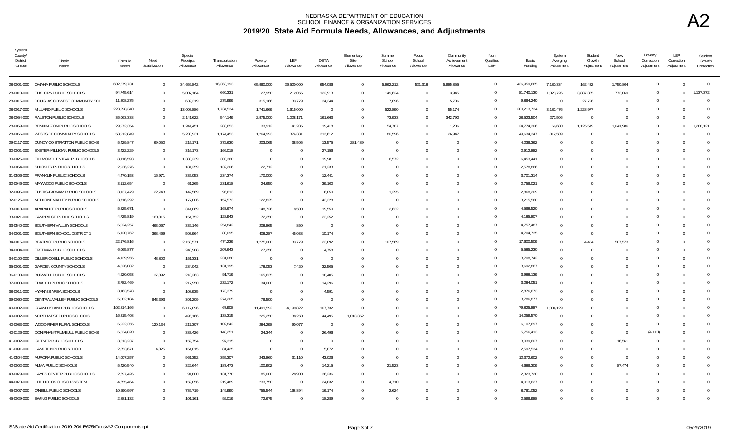# NEBRASKA DEPARTMENT OF EDUCATION
## SCHOOL FINANCE & ORGANIZATION SERVICES
## 2019/20 State Aid Formula Needs, Allowances, and Adjustments

**A2**

| System County/ District Number | District Name | Formula Needs | Need Stabilization | Special Receipts Allowance | Transportation Allowance | Poverty Allowance | LEP Allowance | DETA Allowance | Elementary Site Allowance | Summer School Allowance | Focus School Allowance | Community Achievement Allowance | Non Qualified LEP | Basic Funding | System Averging Adjustment | Student Growth Adjustment | New School Adjustment | Poverty Correction Adjustment | LEP Correction Adjustment | Student Growth Correction |
|---|---|---|---|---|---|---|---|---|---|---|---|---|---|---|---|---|---|---|---|---|
| 28-0001-000 | OMAHA PUBLIC SCHOOLS | 602,579,731 | 0 | 34,659,842 | 16,363,193 | 65,960,000 | 26,520,000 | 654,086 | 0 | 5,862,212 | 521,318 | 5,985,855 | 0 | 436,959,665 | 7,180,334 | 162,422 | 1,750,804 | 0 | 0 | 0 |
| 28-0010-000 | ELKHORN PUBLIC SCHOOLS | 94,745,614 | 0 | 5,007,164 | 660,331 | 27,950 | 212,055 | 122,913 | 0 | 149,624 | 0 | 3,945 | 0 | 81,740,130 | 1,023,726 | 3,887,335 | 773,069 | 0 | 0 | 1,137,372 |
| 28-0015-000 | DOUGLAS CO WEST COMMUNITY SCH | 11,208,275 | 0 | 639,319 | 279,999 | 315,166 | 33,779 | 34,344 | 0 | 7,896 | 0 | 5,736 | 0 | 9,864,240 | 0 | 27,796 | 0 | 0 | 0 | 0 |
| 28-0017-000 | MILLARD PUBLIC SCHOOLS | 223,298,340 | 0 | 13,003,886 | 1,734,534 | 1,741,669 | 1,615,000 | 0 | 0 | 522,890 | 0 | 55,174 | 0 | 200,213,734 | 3,182,476 | 1,228,977 | 0 | 0 | 0 | 0 |
| 28-0054-000 | RALSTON PUBLIC SCHOOLS | 36,063,338 | 0 | 2,141,622 | 544,149 | 2,975,000 | 1,028,171 | 161,663 | 0 | 73,933 | 0 | 342,790 | 0 | 28,523,504 | 272,506 | 0 | 0 | 0 | 0 | 0 |
| 28-0059-000 | BENNINGTON PUBLIC SCHOOLS | 29,972,354 | 0 | 1,241,451 | 283,653 | 33,912 | 41,285 | 19,418 | 0 | 54,787 | 0 | 1,236 | 0 | 24,774,306 | 66,680 | 1,125,519 | 1,041,986 | 0 | 0 | 1,288,121 |
| 28-0066-000 | WESTSIDE COMMUNITY SCHOOLS | 58,912,849 | 0 | 5,230,931 | 1,174,453 | 1,264,993 | 374,381 | 313,612 | 0 | 80,596 | 0 | 26,947 | 0 | 49,634,347 | 812,589 | 0 | 0 | 0 | 0 | 0 |
| 29-0117-000 | DUNDY CO STRATTON PUBLIC SCHS | 5,429,847 | 69,050 | 215,171 | 372,630 | 203,065 | 38,505 | 13,575 | 281,489 | 0 | 0 | 0 | 0 | 4,236,362 | 0 | 0 | 0 | 0 | 0 | 0 |
| 30-0001-000 | EXETER-MILLIGAN PUBLIC SCHOOLS | 3,422,229 | 0 | 316,173 | 166,018 | 0 | 0 | 27,156 | 0 | 0 | 0 | 0 | 0 | 2,912,882 | 0 | 0 | 0 | 0 | 0 | 0 |
| 30-0025-000 | FILLMORE CENTRAL PUBLIC SCHS | 8,116,593 | 0 | 1,333,239 | 303,360 | 0 | 0 | 19,981 | 0 | 6,572 | 0 | 0 | 0 | 6,453,441 | 0 | 0 | 0 | 0 | 0 | 0 |
| 30-0054-000 | SHICKLEY PUBLIC SCHOOLS | 2,936,276 | 0 | 181,259 | 132,206 | 22,712 | 0 | 21,233 | 0 | 0 | 0 | 0 | 0 | 2,578,866 | 0 | 0 | 0 | 0 | 0 | 0 |
| 31-0506-000 | FRANKLIN PUBLIC SCHOOLS | 4,470,153 | 16,971 | 335,053 | 234,374 | 170,000 | 0 | 12,441 | 0 | 0 | 0 | 0 | 0 | 3,701,314 | 0 | 0 | 0 | 0 | 0 | 0 |
| 32-0046-000 | MAYWOOD PUBLIC SCHOOLS | 3,112,654 | 0 | 61,265 | 231,618 | 24,650 | 0 | 39,100 | 0 | 0 | 0 | 0 | 0 | 2,756,021 | 0 | 0 | 0 | 0 | 0 | 0 |
| 32-0095-000 | EUSTIS-FARNAM PUBLIC SCHOOLS | 3,137,479 | 22,743 | 142,569 | 96,613 | 0 | 0 | 6,050 | 0 | 1,295 | 0 | 0 | 0 | 2,868,209 | 0 | 0 | 0 | 0 | 0 | 0 |
| 32-0125-000 | MEDICINE VALLEY PUBLIC SCHOOLS | 3,716,292 | 0 | 177,006 | 157,573 | 122,825 | 0 | 43,328 | 0 | 0 | 0 | 0 | 0 | 3,215,560 | 0 | 0 | 0 | 0 | 0 | 0 |
| 33-0018-000 | ARAPAHOE PUBLIC SCHOOLS | 5,225,671 | 0 | 314,069 | 163,674 | 148,726 | 8,500 | 19,550 | 0 | 2,632 | 0 | 0 | 0 | 4,568,520 | 0 | 0 | 0 | 0 | 0 | 0 |
| 33-0021-000 | CAMBRIDGE PUBLIC SCHOOLS | 4,725,819 | 160,815 | 154,752 | 128,943 | 72,250 | 0 | 23,252 | 0 | 0 | 0 | 0 | 0 | 4,185,807 | 0 | 0 | 0 | 0 | 0 | 0 |
| 33-0540-000 | SOUTHERN VALLEY SCHOOLS | 6,024,257 | 463,067 | 339,146 | 254,842 | 208,865 | 850 | 0 | 0 | 0 | 0 | 0 | 0 | 4,757,487 | 0 | 0 | 0 | 0 | 0 | 0 |
| 34-0001-000 | SOUTHERN SCHOOL DISTRICT 1 | 6,120,762 | 368,469 | 503,964 | 80,095 | 408,287 | 45,038 | 10,174 | 0 | 0 | 0 | 0 | 0 | 4,704,735 | 0 | 0 | 0 | 0 | 0 | 0 |
| 34-0015-000 | BEATRICE PUBLIC SCHOOLS | 22,176,816 | 0 | 2,150,571 | 474,239 | 1,275,000 | 33,779 | 23,092 | 0 | 107,569 | 0 | 0 | 0 | 17,600,509 | 0 | 4,484 | 507,573 | 0 | 0 | 0 |
| 34-0034-000 | FREEMAN PUBLIC SCHOOLS | 6,065,877 | 0 | 240,988 | 207,643 | 27,258 | 0 | 4,758 | 0 | 0 | 0 | 0 | 0 | 5,585,230 | 0 | 0 | 0 | 0 | 0 | 0 |
| 34-0100-000 | DILLER-ODELL PUBLIC SCHOOLS | 4,139,955 | 48,802 | 151,331 | 231,080 | 0 | 0 | 0 | 0 | 0 | 0 | 0 | 0 | 3,708,742 | 0 | 0 | 0 | 0 | 0 | 0 |
| 35-0001-000 | GARDEN COUNTY SCHOOLS | 4,326,082 | 0 | 284,042 | 131,195 | 178,053 | 7,420 | 32,505 | 0 | 0 | 0 | 0 | 0 | 3,692,867 | 0 | 0 | 0 | 0 | 0 | 0 |
| 36-0100-000 | BURWELL PUBLIC SCHOOLS | 4,520,053 | 37,892 | 218,263 | 91,719 | 165,635 | 0 | 18,405 | 0 | 0 | 0 | 0 | 0 | 3,988,139 | 0 | 0 | 0 | 0 | 0 | 0 |
| 37-0030-000 | ELWOOD PUBLIC SCHOOLS | 3,782,469 | 0 | 217,950 | 232,172 | 34,000 | 0 | 14,296 | 0 | 0 | 0 | 0 | 0 | 3,284,051 | 0 | 0 | 0 | 0 | 0 | 0 |
| 38-0011-000 | HYANNIS AREA SCHOOLS | 3,163,578 | 0 | 108,935 | 173,379 | 0 | 0 | 4,591 | 0 | 0 | 0 | 0 | 0 | 2,876,673 | 0 | 0 | 0 | 0 | 0 | 0 |
| 39-0060-000 | CENTRAL VALLEY PUBLIC SCHOOLS | 5,082,184 | 643,393 | 301,209 | 274,205 | 76,500 | 0 | 0 | 0 | 0 | 0 | 0 | 0 | 3,786,877 | 0 | 0 | 0 | 0 | 0 | 0 |
| 40-0002-000 | GRAND ISLAND PUBLIC SCHOOLS | 102,814,166 | 0 | 6,117,096 | 67,908 | 11,491,592 | 4,199,822 | 107,732 | 0 | 0 | 0 | 0 | 0 | 79,825,887 | 1,004,129 | 0 | 0 | 0 | 0 | 0 |
| 40-0082-000 | NORTHWEST PUBLIC SCHOOLS | 16,215,408 | 0 | 496,166 | 138,315 | 225,250 | 38,250 | 44,495 | 1,013,362 | 0 | 0 | 0 | 0 | 14,259,570 | 0 | 0 | 0 | 0 | 0 | 0 |
| 40-0083-000 | WOOD RIVER RURAL SCHOOLS | 6,922,355 | 120,134 | 217,307 | 102,842 | 284,298 | 90,077 | 0 | 0 | 0 | 0 | 0 | 0 | 6,107,697 | 0 | 0 | 0 | 0 | 0 | 0 |
| 40-0126-000 | DONIPHAN-TRUMBULL PUBLIC SCHS | 6,334,820 | 0 | 383,426 | 148,251 | 24,344 | 0 | 26,496 | 0 | 0 | 0 | 0 | 0 | 5,756,413 | 0 | 0 | 0 | (4,110) | 0 | 0 |
| 41-0002-000 | GILTNER PUBLIC SCHOOLS | 3,313,237 | 0 | 159,754 | 97,315 | 0 | 0 | 0 | 0 | 0 | 0 | 0 | 0 | 3,039,607 | 0 | 0 | 16,561 | 0 | 0 | 0 |
| 41-0091-000 | HAMPTON PUBLIC SCHOOL | 2,853,671 | 4,825 | 164,015 | 81,425 | 0 | 0 | 5,872 | 0 | 0 | 0 | 0 | 0 | 2,597,534 | 0 | 0 | 0 | 0 | 0 | 0 |
| 41-0504-000 | AURORA PUBLIC SCHOOLS | 14,007,257 | 0 | 961,352 | 355,307 | 243,860 | 31,110 | 43,026 | 0 | 0 | 0 | 0 | 0 | 12,372,602 | 0 | 0 | 0 | 0 | 0 | 0 |
| 42-0002-000 | ALMA PUBLIC SCHOOLS | 5,420,540 | 0 | 322,644 | 187,473 | 100,902 | 0 | 14,215 | 0 | 21,523 | 0 | 0 | 0 | 4,686,309 | 0 | 0 | 87,474 | 0 | 0 | 0 |
| 43-0079-000 | HAYES CENTER PUBLIC SCHOOLS | 2,697,426 | 0 | 91,800 | 131,770 | 85,000 | 28,900 | 36,236 | 0 | 0 | 0 | 0 | 0 | 2,323,720 | 0 | 0 | 0 | 0 | 0 | 0 |
| 44-0070-000 | HITCHCOCK CO SCH SYSTEM | 4,655,464 | 0 | 159,056 | 219,489 | 233,750 | 0 | 24,832 | 0 | 4,710 | 0 | 0 | 0 | 4,013,627 | 0 | 0 | 0 | 0 | 0 | 0 |
| 45-0007-000 | O'NEILL PUBLIC SCHOOLS | 10,590,997 | 0 | 736,719 | 149,990 | 755,544 | 168,894 | 16,174 | 0 | 2,624 | 0 | 0 | 0 | 8,761,052 | 0 | 0 | 0 | 0 | 0 | 0 |
| 45-0029-000 | EWING PUBLIC SCHOOLS | 2,881,132 | 0 | 101,161 | 92,019 | 72,675 | 0 | 18,289 | 0 | 0 | 0 | 0 | 0 | 2,596,988 | 0 | 0 | 0 | 0 | 0 | 0 |

S:\State Aid Certification 2019-20\LB675\Docs\A2 Components.rpt — 05/29/2019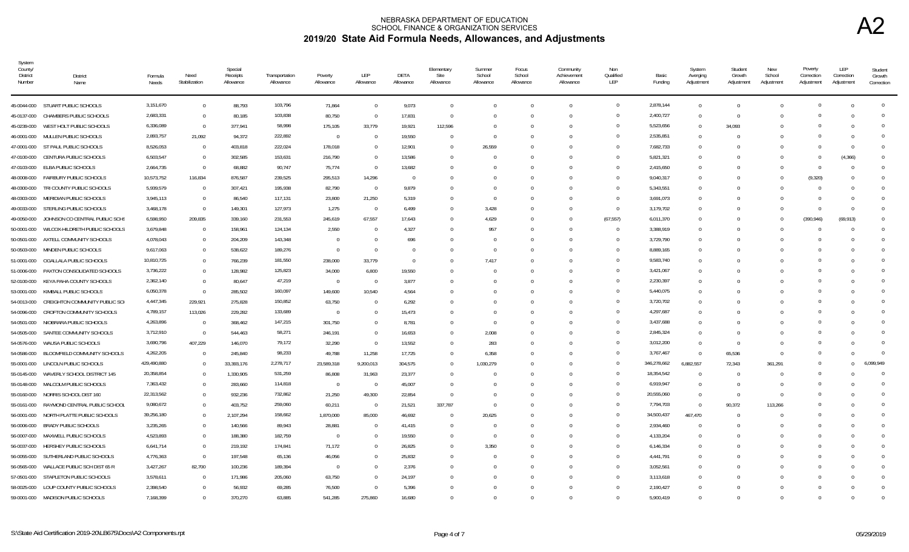# NEBRASKA DEPARTMENT OF EDUCATION
## SCHOOL FINANCE & ORGANIZATION SERVICES
## 2019/20 State Aid Formula Needs, Allowances, and Adjustments

A2

| System County/ District Number | District Name | Formula Needs | Need Stabilization | Special Receipts Allowance | Transportation Allowance | Poverty Allowance | LEP Allowance | DETA Allowance | Elementary Site Allowance | Summer School Allowance | Focus School Allowance | Community Achievement Allowance | Non Qualified LEP | Basic Funding | System Averging Adjustment | Student Growth Adjustment | New School Adjustment | Poverty Correction Adjustment | LEP Correction Adjustment | Student Growth Correction |
|---|---|---|---|---|---|---|---|---|---|---|---|---|---|---|---|---|---|---|---|---|
| 45-0044-000 | STUART PUBLIC SCHOOLS | 3,151,670 | 0 | 88,793 | 103,796 | 71,864 | 0 | 9,073 | 0 | 0 | 0 | 0 | 0 | 2,878,144 | 0 | 0 | 0 | 0 | 0 | 0 |
| 45-0137-000 | CHAMBERS PUBLIC SCHOOLS | 2,683,331 | 0 | 80,185 | 103,838 | 80,750 | 0 | 17,831 | 0 | 0 | 0 | 0 | 0 | 2,400,727 | 0 | 0 | 0 | 0 | 0 | 0 |
| 45-0239-000 | WEST HOLT PUBLIC SCHOOLS | 6,336,089 | 0 | 377,941 | 58,998 | 175,105 | 33,779 | 19,921 | 112,596 | 0 | 0 | 0 | 0 | 5,523,656 | 0 | 34,093 | 0 | 0 | 0 | 0 |
| 46-0001-000 | MULLEN PUBLIC SCHOOLS | 2,893,757 | 21,092 | 94,372 | 222,892 | 0 | 0 | 19,550 | 0 | 0 | 0 | 0 | 0 | 2,535,851 | 0 | 0 | 0 | 0 | 0 | 0 |
| 47-0001-000 | ST PAUL PUBLIC SCHOOLS | 8,526,053 | 0 | 403,818 | 222,024 | 178,018 | 0 | 12,901 | 0 | 26,559 | 0 | 0 | 0 | 7,682,733 | 0 | 0 | 0 | 0 | 0 | 0 |
| 47-0100-000 | CENTURA PUBLIC SCHOOLS | 6,503,547 | 0 | 302,585 | 153,631 | 216,790 | 0 | 13,586 | 0 | 0 | 0 | 0 | 0 | 5,821,321 | 0 | 0 | 0 | 0 | (4,366) | 0 |
| 47-0103-000 | ELBA PUBLIC SCHOOLS | 2,664,735 | 0 | 68,882 | 90,747 | 75,774 | 0 | 13,682 | 0 | 0 | 0 | 0 | 0 | 2,415,650 | 0 | 0 | 0 | 0 | 0 | 0 |
| 48-0008-000 | FAIRBURY PUBLIC SCHOOLS | 10,573,752 | 116,834 | 876,587 | 239,525 | 295,513 | 14,296 | 0 | 0 | 0 | 0 | 0 | 0 | 9,040,317 | 0 | 0 | 0 | (9,320) | 0 | 0 |
| 48-0300-000 | TRI COUNTY PUBLIC SCHOOLS | 5,939,579 | 0 | 307,421 | 195,938 | 82,790 | 0 | 9,879 | 0 | 0 | 0 | 0 | 0 | 5,343,551 | 0 | 0 | 0 | 0 | 0 | 0 |
| 48-0303-000 | MERIDIAN PUBLIC SCHOOLS | 3,945,113 | 0 | 86,540 | 117,131 | 23,800 | 21,250 | 5,319 | 0 | 0 | 0 | 0 | 0 | 3,691,073 | 0 | 0 | 0 | 0 | 0 | 0 |
| 49-0033-000 | STERLING PUBLIC SCHOOLS | 3,468,178 | 0 | 149,301 | 127,973 | 1,275 | 0 | 6,499 | 0 | 3,428 | 0 | 0 | 0 | 3,179,702 | 0 | 0 | 0 | 0 | 0 | 0 |
| 49-0050-000 | JOHNSON CO CENTRAL PUBLIC SCHS | 6,598,950 | 209,835 | 339,160 | 231,553 | 245,619 | 67,557 | 17,643 | 0 | 4,629 | 0 | 0 | (67,557) | 6,011,370 | 0 | 0 | 0 | (390,946) | (69,913) | 0 |
| 50-0001-000 | WILCOX-HILDRETH PUBLIC SCHOOLS | 3,679,848 | 0 | 158,961 | 124,134 | 2,550 | 0 | 4,327 | 0 | 957 | 0 | 0 | 0 | 3,388,919 | 0 | 0 | 0 | 0 | 0 | 0 |
| 50-0501-000 | AXTELL COMMUNITY SCHOOLS | 4,078,043 | 0 | 204,209 | 143,348 | 0 | 0 | 696 | 0 | 0 | 0 | 0 | 0 | 3,729,790 | 0 | 0 | 0 | 0 | 0 | 0 |
| 50-0503-000 | MINDEN PUBLIC SCHOOLS | 9,617,063 | 0 | 538,622 | 189,276 | 0 | 0 | 0 | 0 | 0 | 0 | 0 | 0 | 8,889,165 | 0 | 0 | 0 | 0 | 0 | 0 |
| 51-0001-000 | OGALLALA PUBLIC SCHOOLS | 10,810,725 | 0 | 766,239 | 181,550 | 238,000 | 33,779 | 0 | 0 | 7,417 | 0 | 0 | 0 | 9,583,740 | 0 | 0 | 0 | 0 | 0 | 0 |
| 51-0006-000 | PAXTON CONSOLIDATED SCHOOLS | 3,736,222 | 0 | 128,982 | 125,823 | 34,000 | 6,800 | 19,550 | 0 | 0 | 0 | 0 | 0 | 3,421,067 | 0 | 0 | 0 | 0 | 0 | 0 |
| 52-0100-000 | KEYA PAHA COUNTY SCHOOLS | 2,362,140 | 0 | 80,647 | 47,219 | 0 | 0 | 3,877 | 0 | 0 | 0 | 0 | 0 | 2,230,397 | 0 | 0 | 0 | 0 | 0 | 0 |
| 53-0001-000 | KIMBALL PUBLIC SCHOOLS | 6,050,378 | 0 | 285,502 | 160,097 | 149,600 | 10,540 | 4,564 | 0 | 0 | 0 | 0 | 0 | 5,440,075 | 0 | 0 | 0 | 0 | 0 | 0 |
| 54-0013-000 | CREIGHTON COMMUNITY PUBLIC SCH | 4,447,345 | 229,921 | 275,828 | 150,852 | 63,750 | 0 | 6,292 | 0 | 0 | 0 | 0 | 0 | 3,720,702 | 0 | 0 | 0 | 0 | 0 | 0 |
| 54-0096-000 | CROFTON COMMUNITY SCHOOLS | 4,789,157 | 113,026 | 229,282 | 133,689 | 0 | 0 | 15,473 | 0 | 0 | 0 | 0 | 0 | 4,297,687 | 0 | 0 | 0 | 0 | 0 | 0 |
| 54-0501-000 | NIOBRARA PUBLIC SCHOOLS | 4,263,896 | 0 | 368,462 | 147,215 | 301,750 | 0 | 8,781 | 0 | 0 | 0 | 0 | 0 | 3,437,688 | 0 | 0 | 0 | 0 | 0 | 0 |
| 54-0505-000 | SANTEE COMMUNITY SCHOOLS | 3,712,910 | 0 | 544,463 | 58,271 | 246,191 | 0 | 16,653 | 0 | 2,008 | 0 | 0 | 0 | 2,845,324 | 0 | 0 | 0 | 0 | 0 | 0 |
| 54-0576-000 | WAUSA PUBLIC SCHOOLS | 3,690,796 | 407,229 | 146,070 | 79,172 | 32,290 | 0 | 13,552 | 0 | 283 | 0 | 0 | 0 | 3,012,200 | 0 | 0 | 0 | 0 | 0 | 0 |
| 54-0586-000 | BLOOMFIELD COMMUNITY SCHOOLS | 4,262,205 | 0 | 245,840 | 98,233 | 49,788 | 11,258 | 17,725 | 0 | 6,358 | 0 | 0 | 0 | 3,767,467 | 0 | 65,536 | 0 | 0 | 0 | 0 |
| 55-0001-000 | LINCOLN PUBLIC SCHOOLS | 429,490,880 | 0 | 33,393,176 | 2,278,717 | 23,589,318 | 9,200,013 | 304,575 | 0 | 1,030,279 | 0 | 0 | 0 | 346,278,662 | 6,882,557 | 72,343 | 361,291 | 0 | 0 | 6,099,949 |
| 55-0145-000 | WAVERLY SCHOOL DISTRICT 145 | 20,358,854 | 0 | 1,330,905 | 531,259 | 86,808 | 31,963 | 23,377 | 0 | 0 | 0 | 0 | 0 | 18,354,542 | 0 | 0 | 0 | 0 | 0 | 0 |
| 55-0148-000 | MALCOLM PUBLIC SCHOOLS | 7,363,432 | 0 | 283,660 | 114,818 | 0 | 0 | 45,007 | 0 | 0 | 0 | 0 | 0 | 6,919,947 | 0 | 0 | 0 | 0 | 0 | 0 |
| 55-0160-000 | NORRIS SCHOOL DIST 160 | 22,313,562 | 0 | 932,236 | 732,862 | 21,250 | 49,300 | 22,854 | 0 | 0 | 0 | 0 | 0 | 20,555,060 | 0 | 0 | 0 | 0 | 0 | 0 |
| 55-0161-000 | RAYMOND CENTRAL PUBLIC SCHOOL | 9,080,672 | 0 | 403,752 | 259,060 | 60,211 | 0 | 21,521 | 337,787 | 0 | 0 | 0 | 0 | 7,794,703 | 0 | 90,372 | 113,266 | 0 | 0 | 0 |
| 56-0001-000 | NORTH PLATTE PUBLIC SCHOOLS | 39,256,180 | 0 | 2,107,294 | 158,662 | 1,870,000 | 85,000 | 46,692 | 0 | 20,625 | 0 | 0 | 0 | 34,500,437 | 467,470 | 0 | 0 | 0 | 0 | 0 |
| 56-0006-000 | BRADY PUBLIC SCHOOLS | 3,235,265 | 0 | 140,566 | 89,943 | 28,881 | 0 | 41,415 | 0 | 0 | 0 | 0 | 0 | 2,934,460 | 0 | 0 | 0 | 0 | 0 | 0 |
| 56-0007-000 | MAXWELL PUBLIC SCHOOLS | 4,523,893 | 0 | 188,380 | 182,759 | 0 | 0 | 19,550 | 0 | 0 | 0 | 0 | 0 | 4,133,204 | 0 | 0 | 0 | 0 | 0 | 0 |
| 56-0037-000 | HERSHEY PUBLIC SCHOOLS | 6,641,714 | 0 | 219,192 | 174,841 | 71,172 | 0 | 26,825 | 0 | 3,350 | 0 | 0 | 0 | 6,146,334 | 0 | 0 | 0 | 0 | 0 | 0 |
| 56-0055-000 | SUTHERLAND PUBLIC SCHOOLS | 4,776,363 | 0 | 197,548 | 65,136 | 46,056 | 0 | 25,832 | 0 | 0 | 0 | 0 | 0 | 4,441,791 | 0 | 0 | 0 | 0 | 0 | 0 |
| 56-0565-000 | WALLACE PUBLIC SCH DIST 65 R | 3,427,267 | 82,700 | 100,236 | 189,394 | 0 | 0 | 2,376 | 0 | 0 | 0 | 0 | 0 | 3,052,561 | 0 | 0 | 0 | 0 | 0 | 0 |
| 57-0501-000 | STAPLETON PUBLIC SCHOOLS | 3,578,611 | 0 | 171,986 | 205,060 | 63,750 | 0 | 24,197 | 0 | 0 | 0 | 0 | 0 | 3,113,618 | 0 | 0 | 0 | 0 | 0 | 0 |
| 58-0025-000 | LOUP COUNTY PUBLIC SCHOOLS | 2,398,540 | 0 | 56,932 | 69,285 | 76,500 | 0 | 5,396 | 0 | 0 | 0 | 0 | 0 | 2,190,427 | 0 | 0 | 0 | 0 | 0 | 0 |
| 59-0001-000 | MADISON PUBLIC SCHOOLS | 7,168,399 | 0 | 370,270 | 63,885 | 541,285 | 275,860 | 16,680 | 0 | 0 | 0 | 0 | 0 | 5,900,419 | 0 | 0 | 0 | 0 | 0 | 0 |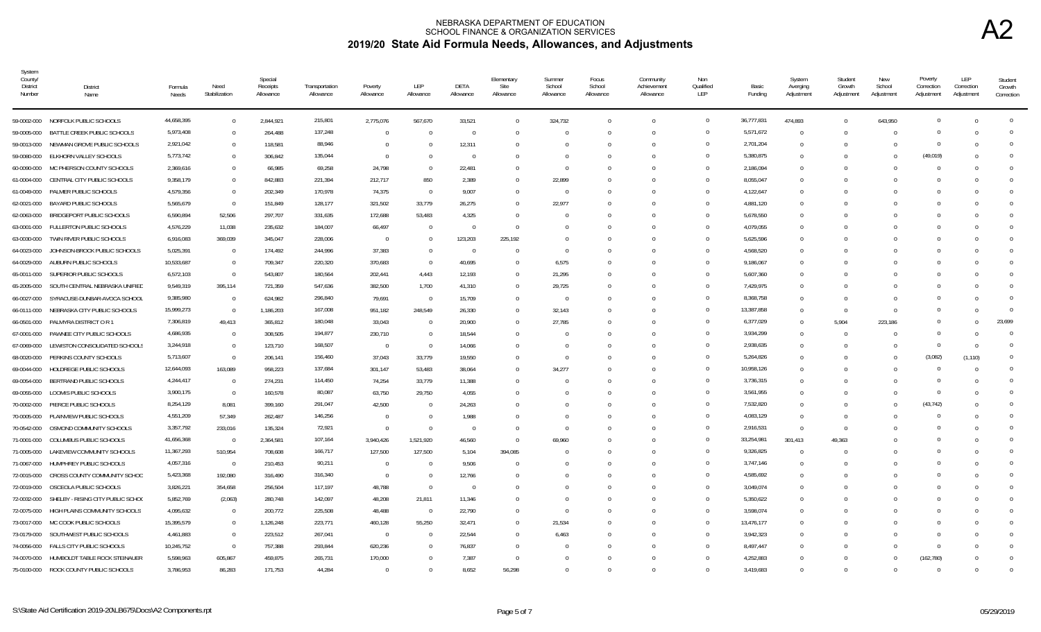# NEBRASKA DEPARTMENT OF EDUCATION
## SCHOOL FINANCE & ORGANIZATION SERVICES
## 2019/20 State Aid Formula Needs, Allowances, and Adjustments

**A2**

| System County/ District Number | District Name | Formula Needs | Need Stabilization | Special Receipts Allowance | Transportation Allowance | Poverty Allowance | LEP Allowance | DETA Allowance | Elementary Site Allowance | Summer School Allowance | Focus School Allowance | Community Achievement Allowance | Non Qualified LEP | Basic Funding | System Averaging Adjustment | Student Growth Adjustment | New School Adjustment | Poverty Correction Adjustment | LEP Correction Adjustment | Student Growth Correction |
|---|---|---|---|---|---|---|---|---|---|---|---|---|---|---|---|---|---|---|---|---|
| 59-0002-000 | NORFOLK PUBLIC SCHOOLS | 44,658,395 | 0 | 2,844,921 | 215,801 | 2,775,076 | 567,670 | 33,521 | 0 | 324,732 | 0 | 0 | 0 | 36,777,831 | 474,893 | 0 | 643,950 | 0 | 0 | 0 |
| 59-0005-000 | BATTLE CREEK PUBLIC SCHOOLS | 5,973,408 | 0 | 264,488 | 137,248 | 0 | 0 | 0 | 0 | 0 | 0 | 0 | 0 | 5,571,672 | 0 | 0 | 0 | 0 | 0 | 0 |
| 59-0013-000 | NEWMAN GROVE PUBLIC SCHOOLS | 2,921,042 | 0 | 118,581 | 88,946 | 0 | 0 | 12,311 | 0 | 0 | 0 | 0 | 0 | 2,701,204 | 0 | 0 | 0 | 0 | 0 | 0 |
| 59-0080-000 | ELKHORN VALLEY SCHOOLS | 5,773,742 | 0 | 306,842 | 135,044 | 0 | 0 | 0 | 0 | 0 | 0 | 0 | 0 | 5,380,875 | 0 | 0 | 0 | (49,019) | 0 | 0 |
| 60-0090-000 | MC PHERSON COUNTY SCHOOLS | 2,369,616 | 0 | 66,985 | 69,258 | 24,798 | 0 | 22,481 | 0 | 0 | 0 | 0 | 0 | 2,186,094 | 0 | 0 | 0 | 0 | 0 | 0 |
| 61-0004-000 | CENTRAL CITY PUBLIC SCHOOLS | 9,358,179 | 0 | 842,883 | 221,394 | 212,717 | 850 | 2,389 | 0 | 22,899 | 0 | 0 | 0 | 8,055,047 | 0 | 0 | 0 | 0 | 0 | 0 |
| 61-0049-000 | PALMER PUBLIC SCHOOLS | 4,579,356 | 0 | 202,349 | 170,978 | 74,375 | 0 | 9,007 | 0 | 0 | 0 | 0 | 0 | 4,122,647 | 0 | 0 | 0 | 0 | 0 | 0 |
| 62-0021-000 | BAYARD PUBLIC SCHOOLS | 5,565,679 | 0 | 151,849 | 128,177 | 321,502 | 33,779 | 26,275 | 0 | 22,977 | 0 | 0 | 0 | 4,881,120 | 0 | 0 | 0 | 0 | 0 | 0 |
| 62-0063-000 | BRIDGEPORT PUBLIC SCHOOLS | 6,590,894 | 52,506 | 297,707 | 331,635 | 172,688 | 53,483 | 4,325 | 0 | 0 | 0 | 0 | 0 | 5,678,550 | 0 | 0 | 0 | 0 | 0 | 0 |
| 63-0001-000 | FULLERTON PUBLIC SCHOOLS | 4,576,229 | 11,038 | 235,632 | 184,007 | 66,497 | 0 | 0 | 0 | 0 | 0 | 0 | 0 | 4,079,055 | 0 | 0 | 0 | 0 | 0 | 0 |
| 63-0030-000 | TWIN RIVER PUBLIC SCHOOLS | 6,916,083 | 369,039 | 345,047 | 228,006 | 0 | 0 | 123,203 | 225,192 | 0 | 0 | 0 | 0 | 5,625,596 | 0 | 0 | 0 | 0 | 0 | 0 |
| 64-0023-000 | JOHNSON-BROCK PUBLIC SCHOOLS | 5,025,391 | 0 | 174,492 | 244,996 | 37,383 | 0 | 0 | 0 | 0 | 0 | 0 | 0 | 4,568,520 | 0 | 0 | 0 | 0 | 0 | 0 |
| 64-0029-000 | AUBURN PUBLIC SCHOOLS | 10,533,687 | 0 | 709,347 | 220,320 | 370,683 | 0 | 40,695 | 0 | 6,575 | 0 | 0 | 0 | 9,186,067 | 0 | 0 | 0 | 0 | 0 | 0 |
| 65-0011-000 | SUPERIOR PUBLIC SCHOOLS | 6,572,103 | 0 | 543,807 | 180,564 | 202,441 | 4,443 | 12,193 | 0 | 21,295 | 0 | 0 | 0 | 5,607,360 | 0 | 0 | 0 | 0 | 0 | 0 |
| 65-2005-000 | SOUTH CENTRAL NEBRASKA UNIFIED | 9,549,319 | 395,114 | 721,359 | 547,636 | 382,500 | 1,700 | 41,310 | 0 | 29,725 | 0 | 0 | 0 | 7,429,975 | 0 | 0 | 0 | 0 | 0 | 0 |
| 66-0027-000 | SYRACUSE-DUNBAR-AVOCA SCHOOL | 9,385,980 | 0 | 624,982 | 296,840 | 79,691 | 0 | 15,709 | 0 | 0 | 0 | 0 | 0 | 8,368,758 | 0 | 0 | 0 | 0 | 0 | 0 |
| 66-0111-000 | NEBRASKA CITY PUBLIC SCHOOLS | 15,999,273 | 0 | 1,186,203 | 167,008 | 951,182 | 248,549 | 26,330 | 0 | 32,143 | 0 | 0 | 0 | 13,387,858 | 0 | 0 | 0 | 0 | 0 | 0 |
| 66-0501-000 | PALMYRA DISTRICT O R 1 | 7,306,819 | 49,413 | 365,812 | 180,048 | 33,043 | 0 | 20,900 | 0 | 27,785 | 0 | 0 | 0 | 6,377,029 | 0 | 5,904 | 223,186 | 0 | 0 | 23,699 |
| 67-0001-000 | PAWNEE CITY PUBLIC SCHOOLS | 4,686,935 | 0 | 308,505 | 194,877 | 230,710 | 0 | 18,544 | 0 | 0 | 0 | 0 | 0 | 3,934,299 | 0 | 0 | 0 | 0 | 0 | 0 |
| 67-0069-000 | LEWISTON CONSOLIDATED SCHOOLS | 3,244,918 | 0 | 123,710 | 168,507 | 0 | 0 | 14,066 | 0 | 0 | 0 | 0 | 0 | 2,938,635 | 0 | 0 | 0 | 0 | 0 | 0 |
| 68-0020-000 | PERKINS COUNTY SCHOOLS | 5,713,607 | 0 | 206,141 | 156,460 | 37,043 | 33,779 | 19,550 | 0 | 0 | 0 | 0 | 0 | 5,264,826 | 0 | 0 | 0 | (3,082) | (1,110) | 0 |
| 69-0044-000 | HOLDREGE PUBLIC SCHOOLS | 12,644,093 | 163,089 | 958,223 | 137,684 | 301,147 | 53,483 | 38,064 | 0 | 34,277 | 0 | 0 | 0 | 10,958,126 | 0 | 0 | 0 | 0 | 0 | 0 |
| 69-0054-000 | BERTRAND PUBLIC SCHOOLS | 4,244,417 | 0 | 274,231 | 114,450 | 74,254 | 33,779 | 11,388 | 0 | 0 | 0 | 0 | 0 | 3,736,315 | 0 | 0 | 0 | 0 | 0 | 0 |
| 69-0055-000 | LOOMIS PUBLIC SCHOOLS | 3,900,175 | 0 | 160,578 | 80,087 | 63,750 | 29,750 | 4,055 | 0 | 0 | 0 | 0 | 0 | 3,561,955 | 0 | 0 | 0 | 0 | 0 | 0 |
| 70-0002-000 | PIERCE PUBLIC SCHOOLS | 8,254,129 | 8,081 | 399,160 | 291,047 | 42,500 | 0 | 24,263 | 0 | 0 | 0 | 0 | 0 | 7,532,820 | 0 | 0 | 0 | (43,742) | 0 | 0 |
| 70-0005-000 | PLAINVIEW PUBLIC SCHOOLS | 4,551,209 | 57,349 | 262,487 | 146,256 | 0 | 0 | 1,988 | 0 | 0 | 0 | 0 | 0 | 4,083,129 | 0 | 0 | 0 | 0 | 0 | 0 |
| 70-0542-000 | OSMOND COMMUNITY SCHOOLS | 3,357,792 | 233,016 | 135,324 | 72,921 | 0 | 0 | 0 | 0 | 0 | 0 | 0 | 0 | 2,916,531 | 0 | 0 | 0 | 0 | 0 | 0 |
| 71-0001-000 | COLUMBUS PUBLIC SCHOOLS | 41,656,368 | 0 | 2,364,581 | 107,164 | 3,940,426 | 1,521,920 | 46,560 | 0 | 69,960 | 0 | 0 | 0 | 33,254,981 | 301,413 | 49,363 | 0 | 0 | 0 | 0 |
| 71-0005-000 | LAKEVIEW COMMUNITY SCHOOLS | 11,367,293 | 510,954 | 706,608 | 166,717 | 127,500 | 127,500 | 5,104 | 394,085 | 0 | 0 | 0 | 0 | 9,326,825 | 0 | 0 | 0 | 0 | 0 | 0 |
| 71-0067-000 | HUMPHREY PUBLIC SCHOOLS | 4,057,316 | 0 | 210,453 | 90,211 | 0 | 0 | 9,506 | 0 | 0 | 0 | 0 | 0 | 3,747,146 | 0 | 0 | 0 | 0 | 0 | 0 |
| 72-0015-000 | CROSS COUNTY COMMUNITY SCHOO | 5,423,368 | 192,080 | 316,490 | 316,340 | 0 | 0 | 12,766 | 0 | 0 | 0 | 0 | 0 | 4,585,692 | 0 | 0 | 0 | 0 | 0 | 0 |
| 72-0019-000 | OSCEOLA PUBLIC SCHOOLS | 3,826,221 | 354,658 | 256,504 | 117,197 | 48,788 | 0 | 0 | 0 | 0 | 0 | 0 | 0 | 3,049,074 | 0 | 0 | 0 | 0 | 0 | 0 |
| 72-0032-000 | SHELBY - RISING CITY PUBLIC SCHOO | 5,852,769 | (2,063) | 280,748 | 142,097 | 48,208 | 21,811 | 11,346 | 0 | 0 | 0 | 0 | 0 | 5,350,622 | 0 | 0 | 0 | 0 | 0 | 0 |
| 72-0075-000 | HIGH PLAINS COMMUNITY SCHOOLS | 4,095,632 | 0 | 200,772 | 225,508 | 48,488 | 0 | 22,790 | 0 | 0 | 0 | 0 | 0 | 3,598,074 | 0 | 0 | 0 | 0 | 0 | 0 |
| 73-0017-000 | MC COOK PUBLIC SCHOOLS | 15,395,579 | 0 | 1,126,248 | 223,771 | 460,128 | 55,250 | 32,471 | 0 | 21,534 | 0 | 0 | 0 | 13,476,177 | 0 | 0 | 0 | 0 | 0 | 0 |
| 73-0179-000 | SOUTHWEST PUBLIC SCHOOLS | 4,461,883 | 0 | 223,512 | 267,041 | 0 | 0 | 22,544 | 0 | 6,463 | 0 | 0 | 0 | 3,942,323 | 0 | 0 | 0 | 0 | 0 | 0 |
| 74-0056-000 | FALLS CITY PUBLIC SCHOOLS | 10,245,752 | 0 | 757,388 | 293,844 | 620,236 | 0 | 76,837 | 0 | 0 | 0 | 0 | 0 | 8,497,447 | 0 | 0 | 0 | 0 | 0 | 0 |
| 74-0070-000 | HUMBOLDT TABLE ROCK STEINAUER | 5,598,963 | 605,867 | 459,875 | 265,731 | 170,000 | 0 | 7,387 | 0 | 0 | 0 | 0 | 0 | 4,252,883 | 0 | 0 | 0 | (162,780) | 0 | 0 |
| 75-0100-000 | ROCK COUNTY PUBLIC SCHOOLS | 3,786,953 | 86,283 | 171,753 | 44,284 | 0 | 0 | 8,652 | 56,298 | 0 | 0 | 0 | 0 | 3,419,683 | 0 | 0 | 0 | 0 | 0 | 0 |

S:\State Aid Certification 2019-20\LB675\Docs\A2 Components.rpt — 05/29/2019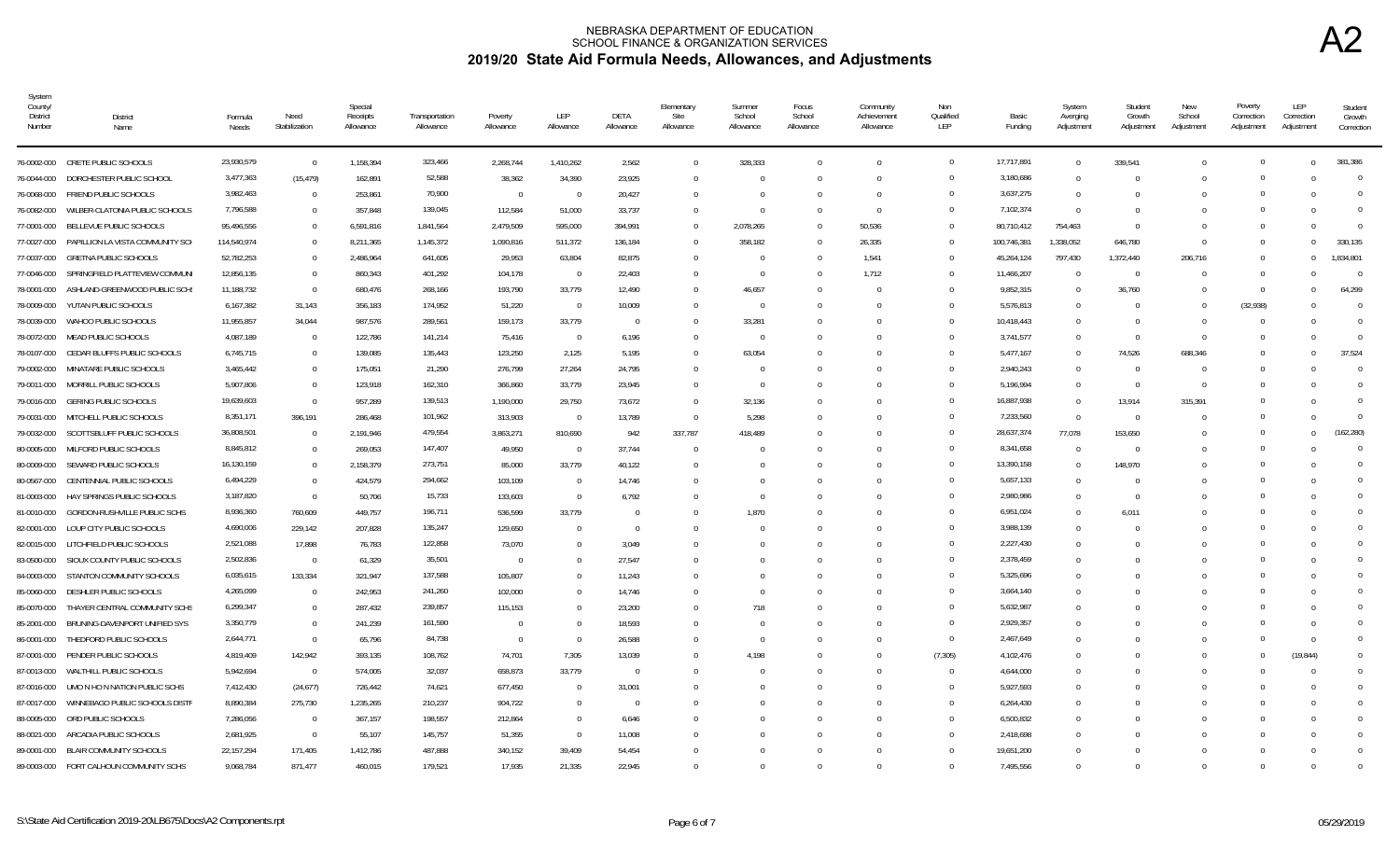# NEBRASKA DEPARTMENT OF EDUCATION
## SCHOOL FINANCE & ORGANIZATION SERVICES
## 2019/20 State Aid Formula Needs, Allowances, and Adjustments

A2

| System County/ District Number | District Name | Formula Needs | Need Stabilization | Special Receipts Allowance | Transportation Allowance | Poverty Allowance | LEP Allowance | DETA Allowance | Elementary Site Allowance | Summer School Allowance | Focus School Allowance | Community Achievement Allowance | Non Qualified LEP | Basic Funding | System Averging Adjustment | Student Growth Adjustment | New School Adjustment | Poverty Correction Adjustment | LEP Correction Adjustment | Student Growth Correction |
|---|---|---|---|---|---|---|---|---|---|---|---|---|---|---|---|---|---|---|---|---|
| 76-0002-000 | CRETE PUBLIC SCHOOLS | 23,930,579 | 0 | 1,158,394 | 323,466 | 2,268,744 | 1,410,262 | 2,562 | 0 | 328,333 | 0 | 0 | 0 | 17,717,891 | 0 | 339,541 | 0 | 0 | 0 | 381,386 |
| 76-0044-000 | DORCHESTER PUBLIC SCHOOL | 3,477,363 | (15,479) | 162,891 | 52,588 | 38,362 | 34,390 | 23,925 | 0 | 0 | 0 | 0 | 0 | 3,180,686 | 0 | 0 | 0 | 0 | 0 | 0 |
| 76-0068-000 | FRIEND PUBLIC SCHOOLS | 3,982,463 | 0 | 253,861 | 70,900 | 0 | 0 | 20,427 | 0 | 0 | 0 | 0 | 0 | 3,637,275 | 0 | 0 | 0 | 0 | 0 | 0 |
| 76-0082-000 | WILBER-CLATONIA PUBLIC SCHOOLS | 7,796,588 | 0 | 357,848 | 139,045 | 112,584 | 51,000 | 33,737 | 0 | 0 | 0 | 0 | 0 | 7,102,374 | 0 | 0 | 0 | 0 | 0 | 0 |
| 77-0001-000 | BELLEVUE PUBLIC SCHOOLS | 95,496,556 | 0 | 6,591,816 | 1,841,564 | 2,479,509 | 595,000 | 394,991 | 0 | 2,078,265 | 0 | 50,536 | 0 | 80,710,412 | 754,463 | 0 | 0 | 0 | 0 | 0 |
| 77-0027-000 | PAPILLION LA VISTA COMMUNITY SCH | 114,540,974 | 0 | 8,211,365 | 1,145,372 | 1,090,816 | 511,372 | 136,184 | 0 | 358,182 | 0 | 26,335 | 0 | 100,746,381 | 1,338,052 | 646,780 | 0 | 0 | 0 | 330,135 |
| 77-0037-000 | GRETNA PUBLIC SCHOOLS | 52,782,253 | 0 | 2,486,964 | 641,605 | 29,953 | 63,804 | 82,875 | 0 | 0 | 0 | 1,541 | 0 | 45,264,124 | 797,430 | 1,372,440 | 206,716 | 0 | 0 | 1,834,801 |
| 77-0046-000 | SPRINGFIELD PLATTEVIEW COMMUNI | 12,856,135 | 0 | 860,343 | 401,292 | 104,178 | 0 | 22,403 | 0 | 0 | 0 | 1,712 | 0 | 11,466,207 | 0 | 0 | 0 | 0 | 0 | 0 |
| 78-0001-000 | ASHLAND-GREENWOOD PUBLIC SCHS | 11,188,732 | 0 | 680,476 | 268,166 | 193,790 | 33,779 | 12,490 | 0 | 46,657 | 0 | 0 | 0 | 9,852,315 | 0 | 36,760 | 0 | 0 | 0 | 64,299 |
| 78-0009-000 | YUTAN PUBLIC SCHOOLS | 6,167,382 | 31,143 | 356,183 | 174,952 | 51,220 | 0 | 10,009 | 0 | 0 | 0 | 0 | 0 | 5,576,813 | 0 | 0 | 0 | (32,938) | 0 | 0 |
| 78-0039-000 | WAHOO PUBLIC SCHOOLS | 11,955,857 | 34,044 | 987,576 | 289,561 | 159,173 | 33,779 | 0 | 0 | 33,281 | 0 | 0 | 0 | 10,418,443 | 0 | 0 | 0 | 0 | 0 | 0 |
| 78-0072-000 | MEAD PUBLIC SCHOOLS | 4,087,189 | 0 | 122,786 | 141,214 | 75,416 | 0 | 6,196 | 0 | 0 | 0 | 0 | 0 | 3,741,577 | 0 | 0 | 0 | 0 | 0 | 0 |
| 78-0107-000 | CEDAR BLUFFS PUBLIC SCHOOLS | 6,745,715 | 0 | 139,085 | 135,443 | 123,250 | 2,125 | 5,195 | 0 | 63,054 | 0 | 0 | 0 | 5,477,167 | 0 | 74,526 | 688,346 | 0 | 0 | 37,524 |
| 79-0002-000 | MINATARE PUBLIC SCHOOLS | 3,465,442 | 0 | 175,051 | 21,290 | 276,799 | 27,264 | 24,795 | 0 | 0 | 0 | 0 | 0 | 2,940,243 | 0 | 0 | 0 | 0 | 0 | 0 |
| 79-0011-000 | MORRILL PUBLIC SCHOOLS | 5,907,806 | 0 | 123,918 | 162,310 | 366,860 | 33,779 | 23,945 | 0 | 0 | 0 | 0 | 0 | 5,196,994 | 0 | 0 | 0 | 0 | 0 | 0 |
| 79-0016-000 | GERING PUBLIC SCHOOLS | 19,639,603 | 0 | 957,289 | 139,513 | 1,190,000 | 29,750 | 73,672 | 0 | 32,136 | 0 | 0 | 0 | 16,887,938 | 0 | 13,914 | 315,391 | 0 | 0 | 0 |
| 79-0031-000 | MITCHELL PUBLIC SCHOOLS | 8,351,171 | 396,191 | 286,468 | 101,962 | 313,903 | 0 | 13,789 | 0 | 5,298 | 0 | 0 | 0 | 7,233,560 | 0 | 0 | 0 | 0 | 0 | 0 |
| 79-0032-000 | SCOTTSBLUFF PUBLIC SCHOOLS | 36,808,501 | 0 | 2,191,946 | 479,554 | 3,863,271 | 810,690 | 942 | 337,787 | 418,489 | 0 | 0 | 0 | 28,637,374 | 77,078 | 153,650 | 0 | 0 | 0 | (162,280) |
| 80-0005-000 | MILFORD PUBLIC SCHOOLS | 8,845,812 | 0 | 269,053 | 147,407 | 49,950 | 0 | 37,744 | 0 | 0 | 0 | 0 | 0 | 8,341,658 | 0 | 0 | 0 | 0 | 0 | 0 |
| 80-0009-000 | SEWARD PUBLIC SCHOOLS | 16,130,159 | 0 | 2,158,379 | 273,751 | 85,000 | 33,779 | 40,122 | 0 | 0 | 0 | 0 | 0 | 13,390,158 | 0 | 148,970 | 0 | 0 | 0 | 0 |
| 80-0567-000 | CENTENNIAL PUBLIC SCHOOLS | 6,494,229 | 0 | 424,579 | 294,662 | 103,109 | 0 | 14,746 | 0 | 0 | 0 | 0 | 0 | 5,657,133 | 0 | 0 | 0 | 0 | 0 | 0 |
| 81-0003-000 | HAY SPRINGS PUBLIC SCHOOLS | 3,187,820 | 0 | 50,706 | 15,733 | 133,603 | 0 | 6,792 | 0 | 0 | 0 | 0 | 0 | 2,980,986 | 0 | 0 | 0 | 0 | 0 | 0 |
| 81-0010-000 | GORDON-RUSHVILLE PUBLIC SCHS | 8,936,360 | 760,609 | 449,757 | 196,711 | 536,599 | 33,779 | 0 | 0 | 1,870 | 0 | 0 | 0 | 6,951,024 | 0 | 6,011 | 0 | 0 | 0 | 0 |
| 82-0001-000 | LOUP CITY PUBLIC SCHOOLS | 4,690,006 | 229,142 | 207,828 | 135,247 | 129,650 | 0 | 0 | 0 | 0 | 0 | 0 | 0 | 3,988,139 | 0 | 0 | 0 | 0 | 0 | 0 |
| 82-0015-000 | LITCHFIELD PUBLIC SCHOOLS | 2,521,088 | 17,898 | 76,783 | 122,858 | 73,070 | 0 | 3,049 | 0 | 0 | 0 | 0 | 0 | 2,227,430 | 0 | 0 | 0 | 0 | 0 | 0 |
| 83-0500-000 | SIOUX COUNTY PUBLIC SCHOOLS | 2,502,836 | 0 | 61,329 | 35,501 | 0 | 0 | 27,547 | 0 | 0 | 0 | 0 | 0 | 2,378,459 | 0 | 0 | 0 | 0 | 0 | 0 |
| 84-0003-000 | STANTON COMMUNITY SCHOOLS | 6,035,615 | 133,334 | 321,947 | 137,588 | 105,807 | 0 | 11,243 | 0 | 0 | 0 | 0 | 0 | 5,325,696 | 0 | 0 | 0 | 0 | 0 | 0 |
| 85-0060-000 | DESHLER PUBLIC SCHOOLS | 4,265,099 | 0 | 242,953 | 241,260 | 102,000 | 0 | 14,746 | 0 | 0 | 0 | 0 | 0 | 3,664,140 | 0 | 0 | 0 | 0 | 0 | 0 |
| 85-0070-000 | THAYER CENTRAL COMMUNITY SCHS | 6,299,347 | 0 | 287,432 | 239,857 | 115,153 | 0 | 23,200 | 0 | 718 | 0 | 0 | 0 | 5,632,987 | 0 | 0 | 0 | 0 | 0 | 0 |
| 85-2001-000 | BRUNING-DAVENPORT UNIFIED SYS | 3,350,779 | 0 | 241,239 | 161,590 | 0 | 0 | 18,593 | 0 | 0 | 0 | 0 | 0 | 2,929,357 | 0 | 0 | 0 | 0 | 0 | 0 |
| 86-0001-000 | THEDFORD PUBLIC SCHOOLS | 2,644,771 | 0 | 65,796 | 84,738 | 0 | 0 | 26,588 | 0 | 0 | 0 | 0 | 0 | 2,467,649 | 0 | 0 | 0 | 0 | 0 | 0 |
| 87-0001-000 | PENDER PUBLIC SCHOOLS | 4,819,409 | 142,942 | 393,135 | 108,762 | 74,701 | 7,305 | 13,039 | 0 | 4,198 | 0 | 0 | (7,305) | 4,102,476 | 0 | 0 | 0 | 0 | (19,844) | 0 |
| 87-0013-000 | WALTHILL PUBLIC SCHOOLS | 5,942,694 | 0 | 574,005 | 32,037 | 658,873 | 33,779 | 0 | 0 | 0 | 0 | 0 | 0 | 4,644,000 | 0 | 0 | 0 | 0 | 0 | 0 |
| 87-0016-000 | UMO N HO N NATION PUBLIC SCHS | 7,412,430 | (24,677) | 726,442 | 74,621 | 677,450 | 0 | 31,001 | 0 | 0 | 0 | 0 | 0 | 5,927,593 | 0 | 0 | 0 | 0 | 0 | 0 |
| 87-0017-000 | WINNEBAGO PUBLIC SCHOOLS DISTF | 8,890,384 | 275,730 | 1,235,265 | 210,237 | 904,722 | 0 | 0 | 0 | 0 | 0 | 0 | 0 | 6,264,430 | 0 | 0 | 0 | 0 | 0 | 0 |
| 88-0005-000 | ORD PUBLIC SCHOOLS | 7,286,056 | 0 | 367,157 | 198,557 | 212,864 | 0 | 6,646 | 0 | 0 | 0 | 0 | 0 | 6,500,832 | 0 | 0 | 0 | 0 | 0 | 0 |
| 88-0021-000 | ARCADIA PUBLIC SCHOOLS | 2,681,925 | 0 | 55,107 | 145,757 | 51,355 | 0 | 11,008 | 0 | 0 | 0 | 0 | 0 | 2,418,698 | 0 | 0 | 0 | 0 | 0 | 0 |
| 89-0001-000 | BLAIR COMMUNITY SCHOOLS | 22,157,294 | 171,405 | 1,412,786 | 487,888 | 340,152 | 39,409 | 54,454 | 0 | 0 | 0 | 0 | 0 | 19,651,200 | 0 | 0 | 0 | 0 | 0 | 0 |
| 89-0003-000 | FORT CALHOUN COMMUNITY SCHS | 9,068,784 | 871,477 | 460,015 | 179,521 | 17,935 | 21,335 | 22,945 | 0 | 0 | 0 | 0 | 0 | 7,495,556 | 0 | 0 | 0 | 0 | 0 | 0 |

S:\State Aid Certification 2019-20\LB675\Docs\A2 Components.rpt

05/29/2019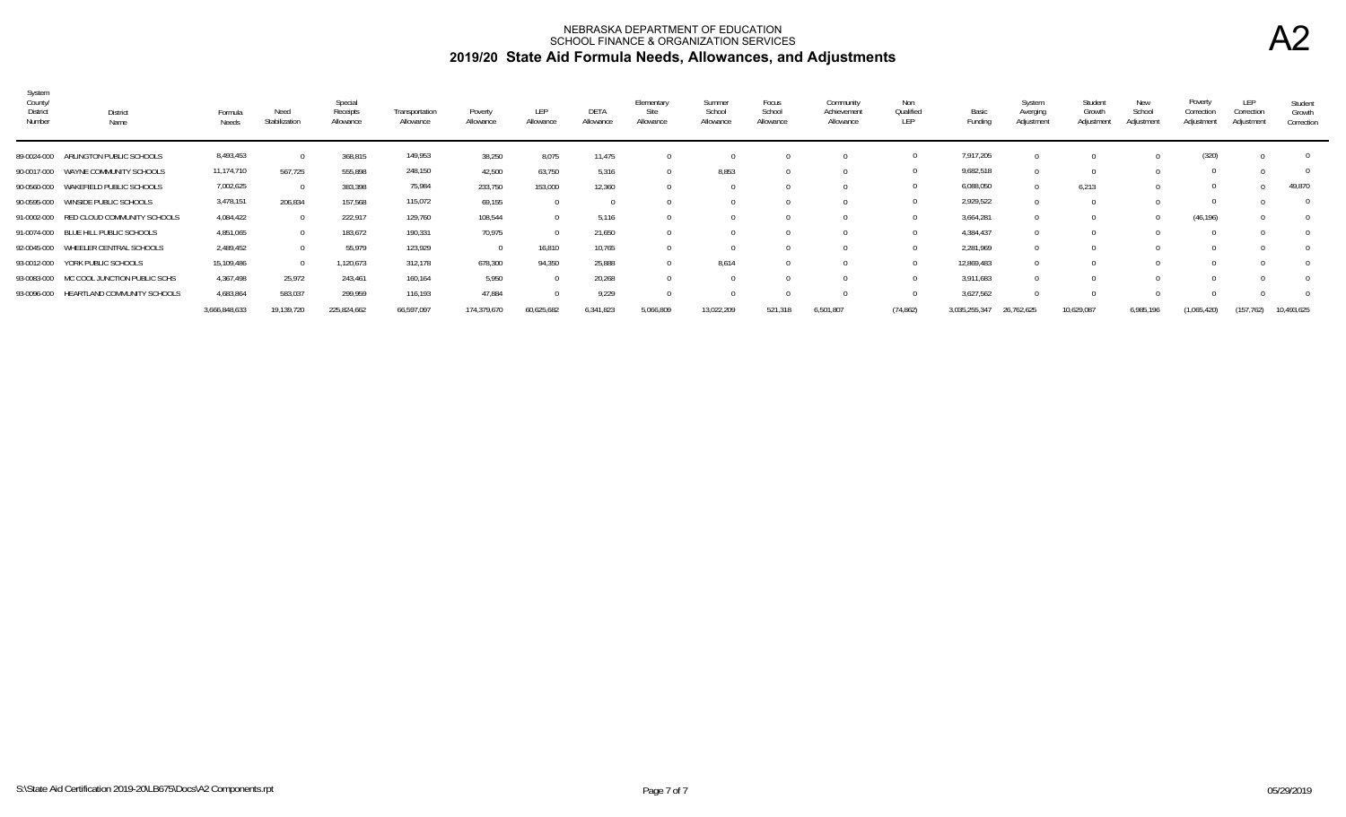NEBRASKA DEPARTMENT OF EDUCATION
SCHOOL FINANCE & ORGANIZATION SERVICES

# 2019/20 State Aid Formula Needs, Allowances, and Adjustments

A2

| System County/ District Number | District Name | Formula Needs | Need Stabilization | Special Receipts Allowance | Transportation Allowance | Poverty Allowance | LEP Allowance | DETA Allowance | Elementary Site Allowance | Summer School Allowance | Focus School Allowance | Community Achievement Allowance | Non Qualified LEP | Basic Funding | System Averging Adjustment | Student Growth Adjustment | New School Adjustment | Poverty Correction Adjustment | LEP Correction Adjustment | Student Growth Correction |
|---|---|---|---|---|---|---|---|---|---|---|---|---|---|---|---|---|---|---|---|---|
| 89-0024-000 | ARLINGTON PUBLIC SCHOOLS | 8,493,453 | 0 | 368,815 | 149,953 | 38,250 | 8,075 | 11,475 | 0 | 0 | 0 | 0 | 0 | 7,917,205 | 0 | 0 | 0 | (320) | 0 | 0 |
| 90-0017-000 | WAYNE COMMUNITY SCHOOLS | 11,174,710 | 567,725 | 555,898 | 248,150 | 42,500 | 63,750 | 5,316 | 0 | 8,853 | 0 | 0 | 0 | 9,682,518 | 0 | 0 | 0 | 0 | 0 | 0 |
| 90-0560-000 | WAKEFIELD PUBLIC SCHOOLS | 7,002,625 | 0 | 383,398 | 75,984 | 233,750 | 153,000 | 12,360 | 0 | 0 | 0 | 0 | 0 | 6,088,050 | 0 | 6,213 | 0 | 0 | 0 | 49,870 |
| 90-0595-000 | WINSIDE PUBLIC SCHOOLS | 3,478,151 | 206,834 | 157,568 | 115,072 | 69,155 | 0 | 0 | 0 | 0 | 0 | 0 | 0 | 2,929,522 | 0 | 0 | 0 | 0 | 0 | 0 |
| 91-0002-000 | RED CLOUD COMMUNITY SCHOOLS | 4,084,422 | 0 | 222,917 | 129,760 | 108,544 | 0 | 5,116 | 0 | 0 | 0 | 0 | 0 | 3,664,281 | 0 | 0 | 0 | (46,196) | 0 | 0 |
| 91-0074-000 | BLUE HILL PUBLIC SCHOOLS | 4,851,065 | 0 | 183,672 | 190,331 | 70,975 | 0 | 21,650 | 0 | 0 | 0 | 0 | 0 | 4,384,437 | 0 | 0 | 0 | 0 | 0 | 0 |
| 92-0045-000 | WHEELER CENTRAL SCHOOLS | 2,489,452 | 0 | 55,979 | 123,929 | 0 | 16,810 | 10,765 | 0 | 0 | 0 | 0 | 0 | 2,281,969 | 0 | 0 | 0 | 0 | 0 | 0 |
| 93-0012-000 | YORK PUBLIC SCHOOLS | 15,109,486 | 0 | 1,120,673 | 312,178 | 678,300 | 94,350 | 25,888 | 0 | 8,614 | 0 | 0 | 0 | 12,869,483 | 0 | 0 | 0 | 0 | 0 | 0 |
| 93-0083-000 | MC COOL JUNCTION PUBLIC SCHS | 4,367,498 | 25,972 | 243,461 | 160,164 | 5,950 | 0 | 20,268 | 0 | 0 | 0 | 0 | 0 | 3,911,683 | 0 | 0 | 0 | 0 | 0 | 0 |
| 93-0096-000 | HEARTLAND COMMUNITY SCHOOLS | 4,683,864 | 583,037 | 299,959 | 116,193 | 47,884 | 0 | 9,229 | 0 | 0 | 0 | 0 | 0 | 3,627,562 | 0 | 0 | 0 | 0 | 0 | 0 |
| | | 3,666,848,633 | 19,139,720 | 225,824,662 | 66,597,097 | 174,379,670 | 60,625,682 | 6,341,823 | 5,066,809 | 13,022,209 | 521,318 | 6,501,807 | (74,862) | 3,035,255,347 | 26,762,625 | 10,629,087 | 6,985,196 | (1,065,420) | (157,762) | 10,493,625 |

S:\State Aid Certification 2019-20\LB675\Docs\A2 Components.rpt

05/29/2019